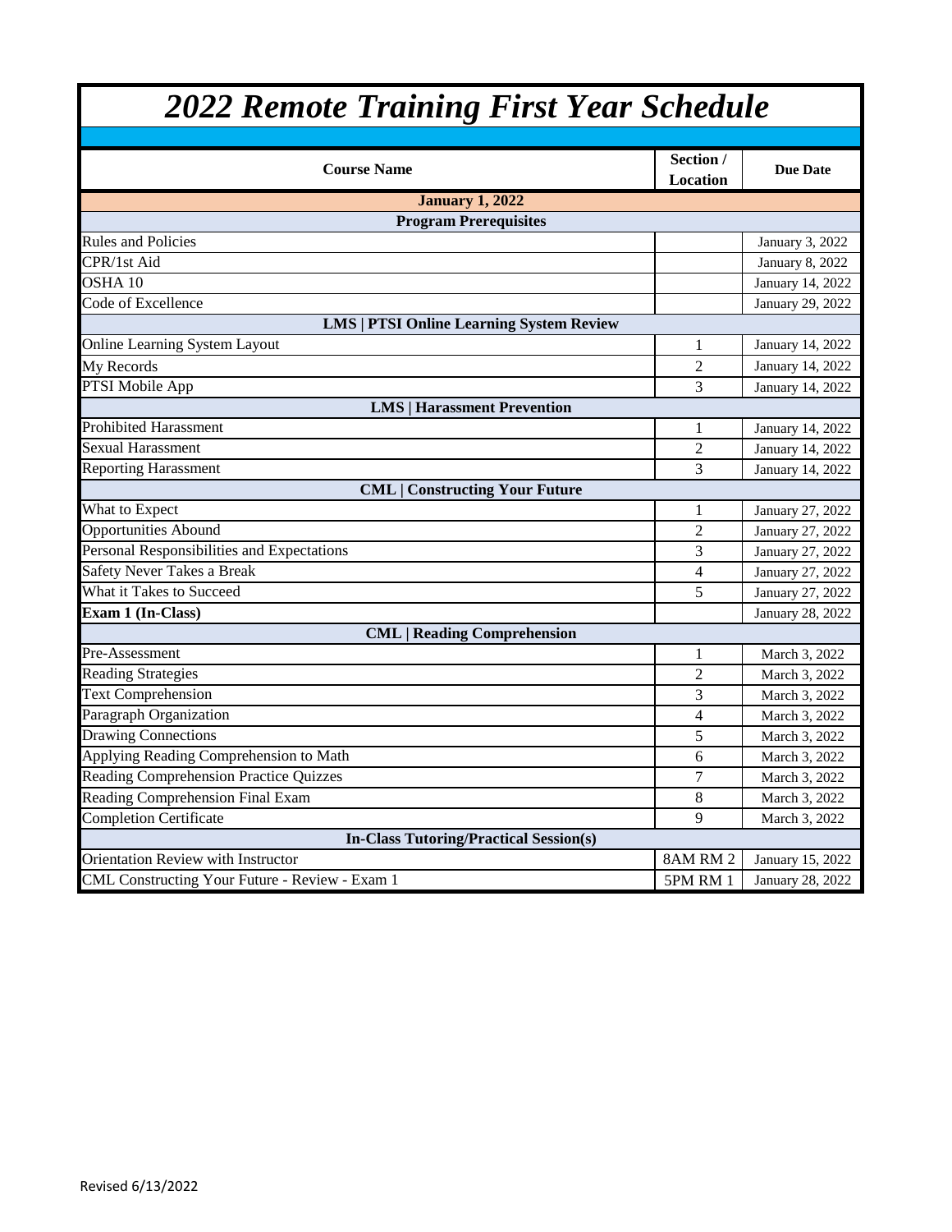# *2022 Remote Training First Year Schedule*

| Course Name | Section / Location | Due Date |
|---|---|---|
| **January 1, 2022** | | |
| **Program Prerequisites** | | |
| Rules and Policies | | January 3, 2022 |
| CPR/1st Aid | | January 8, 2022 |
| OSHA 10 | | January 14, 2022 |
| Code of Excellence | | January 29, 2022 |
| **LMS \| PTSI Online Learning System Review** | | |
| Online Learning System Layout | 1 | January 14, 2022 |
| My Records | 2 | January 14, 2022 |
| PTSI Mobile App | 3 | January 14, 2022 |
| **LMS \| Harassment Prevention** | | |
| Prohibited Harassment | 1 | January 14, 2022 |
| Sexual Harassment | 2 | January 14, 2022 |
| Reporting Harassment | 3 | January 14, 2022 |
| **CML \| Constructing Your Future** | | |
| What to Expect | 1 | January 27, 2022 |
| Opportunities Abound | 2 | January 27, 2022 |
| Personal Responsibilities and Expectations | 3 | January 27, 2022 |
| Safety Never Takes a Break | 4 | January 27, 2022 |
| What it Takes to Succeed | 5 | January 27, 2022 |
| **Exam 1 (In-Class)** | | January 28, 2022 |
| **CML \| Reading Comprehension** | | |
| Pre-Assessment | 1 | March 3, 2022 |
| Reading Strategies | 2 | March 3, 2022 |
| Text Comprehension | 3 | March 3, 2022 |
| Paragraph Organization | 4 | March 3, 2022 |
| Drawing Connections | 5 | March 3, 2022 |
| Applying Reading Comprehension to Math | 6 | March 3, 2022 |
| Reading Comprehension Practice Quizzes | 7 | March 3, 2022 |
| Reading Comprehension Final Exam | 8 | March 3, 2022 |
| Completion Certificate | 9 | March 3, 2022 |
| **In-Class Tutoring/Practical Session(s)** | | |
| Orientation Review with Instructor | 8AM RM 2 | January 15, 2022 |
| CML Constructing Your Future - Review - Exam 1 | 5PM RM 1 | January 28, 2022 |

Revised 6/13/2022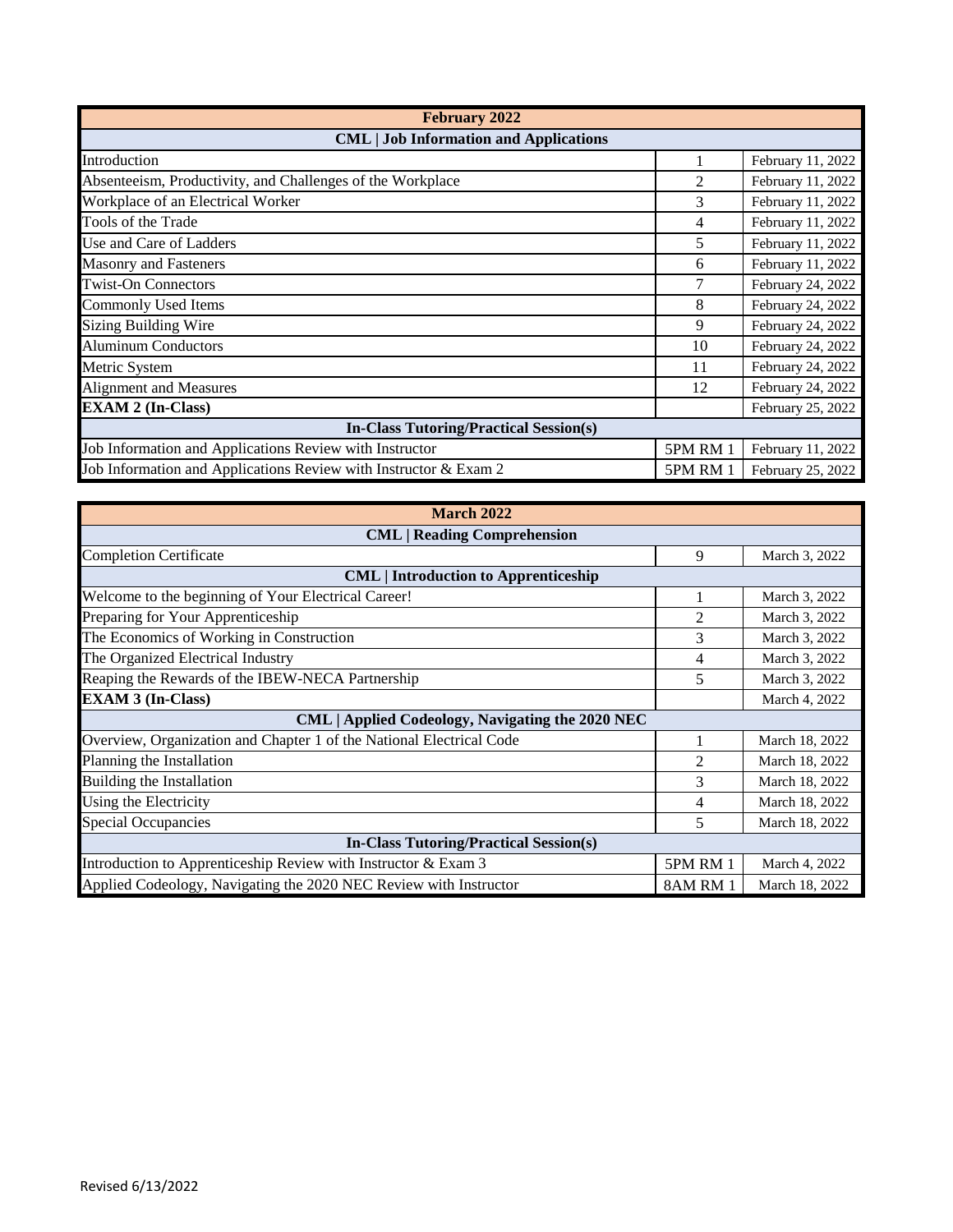| February 2022 | | |
|---|---|---|
| **CML \| Job Information and Applications** | | |
| Introduction | 1 | February 11, 2022 |
| Absenteeism, Productivity, and Challenges of the Workplace | 2 | February 11, 2022 |
| Workplace of an Electrical Worker | 3 | February 11, 2022 |
| Tools of the Trade | 4 | February 11, 2022 |
| Use and Care of Ladders | 5 | February 11, 2022 |
| Masonry and Fasteners | 6 | February 11, 2022 |
| Twist-On Connectors | 7 | February 24, 2022 |
| Commonly Used Items | 8 | February 24, 2022 |
| Sizing Building Wire | 9 | February 24, 2022 |
| Aluminum Conductors | 10 | February 24, 2022 |
| Metric System | 11 | February 24, 2022 |
| Alignment and Measures | 12 | February 24, 2022 |
| **EXAM 2 (In-Class)** | | February 25, 2022 |
| **In-Class Tutoring/Practical Session(s)** | | |
| Job Information and Applications Review with Instructor | 5PM RM 1 | February 11, 2022 |
| Job Information and Applications Review with Instructor & Exam 2 | 5PM RM 1 | February 25, 2022 |

| March 2022 | | |
|---|---|---|
| **CML \| Reading Comprehension** | | |
| Completion Certificate | 9 | March 3, 2022 |
| **CML \| Introduction to Apprenticeship** | | |
| Welcome to the beginning of Your Electrical Career! | 1 | March 3, 2022 |
| Preparing for Your Apprenticeship | 2 | March 3, 2022 |
| The Economics of Working in Construction | 3 | March 3, 2022 |
| The Organized Electrical Industry | 4 | March 3, 2022 |
| Reaping the Rewards of the IBEW-NECA Partnership | 5 | March 3, 2022 |
| **EXAM 3 (In-Class)** | | March 4, 2022 |
| **CML \| Applied Codeology, Navigating the 2020 NEC** | | |
| Overview, Organization and Chapter 1 of the National Electrical Code | 1 | March 18, 2022 |
| Planning the Installation | 2 | March 18, 2022 |
| Building the Installation | 3 | March 18, 2022 |
| Using the Electricity | 4 | March 18, 2022 |
| Special Occupancies | 5 | March 18, 2022 |
| **In-Class Tutoring/Practical Session(s)** | | |
| Introduction to Apprenticeship Review with Instructor & Exam 3 | 5PM RM 1 | March 4, 2022 |
| Applied Codeology, Navigating the 2020 NEC Review with Instructor | 8AM RM 1 | March 18, 2022 |

Revised 6/13/2022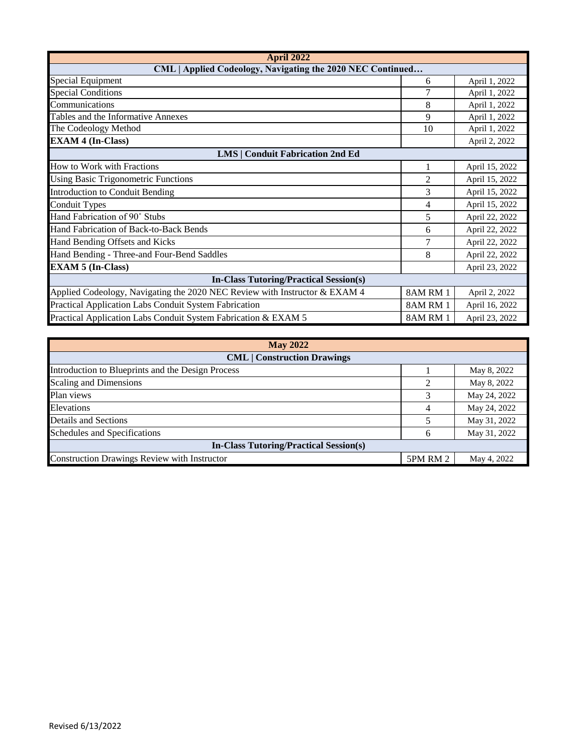| April 2022 | | |
|---|---|---|
| **CML \| Applied Codeology, Navigating the 2020 NEC Continued…** | | |
| Special Equipment | 6 | April 1, 2022 |
| Special Conditions | 7 | April 1, 2022 |
| Communications | 8 | April 1, 2022 |
| Tables and the Informative Annexes | 9 | April 1, 2022 |
| The Codeology Method | 10 | April 1, 2022 |
| **EXAM 4 (In-Class)** | | April 2, 2022 |
| **LMS \| Conduit Fabrication 2nd Ed** | | |
| How to Work with Fractions | 1 | April 15, 2022 |
| Using Basic Trigonometric Functions | 2 | April 15, 2022 |
| Introduction to Conduit Bending | 3 | April 15, 2022 |
| Conduit Types | 4 | April 15, 2022 |
| Hand Fabrication of 90˚ Stubs | 5 | April 22, 2022 |
| Hand Fabrication of Back-to-Back Bends | 6 | April 22, 2022 |
| Hand Bending Offsets and Kicks | 7 | April 22, 2022 |
| Hand Bending - Three-and Four-Bend Saddles | 8 | April 22, 2022 |
| **EXAM 5 (In-Class)** | | April 23, 2022 |
| **In-Class Tutoring/Practical Session(s)** | | |
| Applied Codeology, Navigating the 2020 NEC Review with Instructor & EXAM 4 | 8AM RM 1 | April 2, 2022 |
| Practical Application Labs Conduit System Fabrication | 8AM RM 1 | April 16, 2022 |
| Practical Application Labs Conduit System Fabrication & EXAM 5 | 8AM RM 1 | April 23, 2022 |

| May 2022 | | |
|---|---|---|
| **CML \| Construction Drawings** | | |
| Introduction to Blueprints and the Design Process | 1 | May 8, 2022 |
| Scaling and Dimensions | 2 | May 8, 2022 |
| Plan views | 3 | May 24, 2022 |
| Elevations | 4 | May 24, 2022 |
| Details and Sections | 5 | May 31, 2022 |
| Schedules and Specifications | 6 | May 31, 2022 |
| **In-Class Tutoring/Practical Session(s)** | | |
| Construction Drawings Review with Instructor | 5PM RM 2 | May 4, 2022 |

Revised 6/13/2022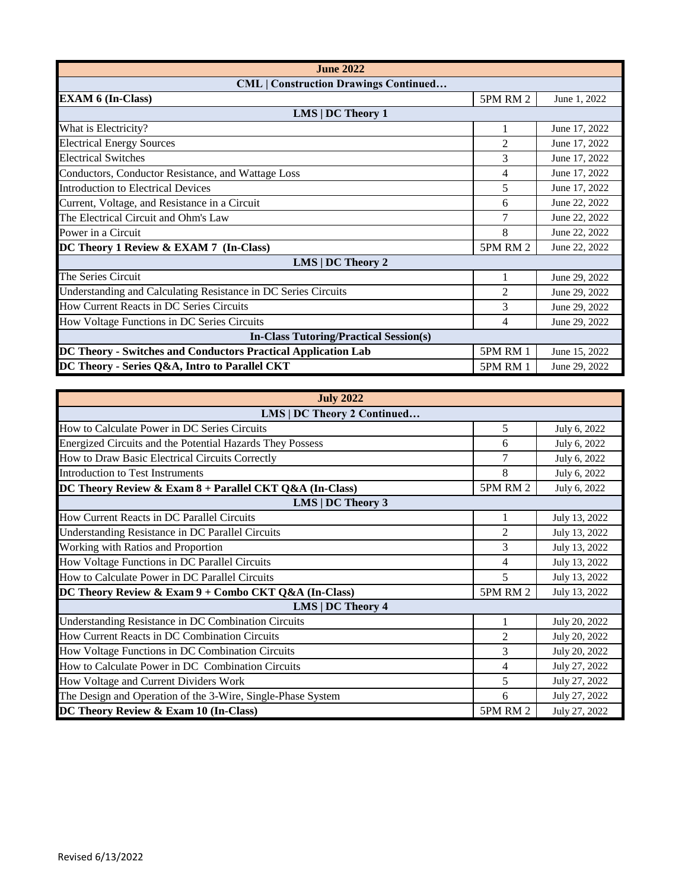| June 2022 | | |
|---|---|---|
| **CML \| Construction Drawings Continued…** | | |
| **EXAM 6 (In-Class)** | 5PM RM 2 | June 1, 2022 |
| **LMS \| DC Theory 1** | | |
| What is Electricity? | 1 | June 17, 2022 |
| Electrical Energy Sources | 2 | June 17, 2022 |
| Electrical Switches | 3 | June 17, 2022 |
| Conductors, Conductor Resistance, and Wattage Loss | 4 | June 17, 2022 |
| Introduction to Electrical Devices | 5 | June 17, 2022 |
| Current, Voltage, and Resistance in a Circuit | 6 | June 22, 2022 |
| The Electrical Circuit and Ohm's Law | 7 | June 22, 2022 |
| Power in a Circuit | 8 | June 22, 2022 |
| **DC Theory 1 Review & EXAM 7 (In-Class)** | 5PM RM 2 | June 22, 2022 |
| **LMS \| DC Theory 2** | | |
| The Series Circuit | 1 | June 29, 2022 |
| Understanding and Calculating Resistance in DC Series Circuits | 2 | June 29, 2022 |
| How Current Reacts in DC Series Circuits | 3 | June 29, 2022 |
| How Voltage Functions in DC Series Circuits | 4 | June 29, 2022 |
| **In-Class Tutoring/Practical Session(s)** | | |
| **DC Theory - Switches and Conductors Practical Application Lab** | 5PM RM 1 | June 15, 2022 |
| **DC Theory - Series Q&A, Intro to Parallel CKT** | 5PM RM 1 | June 29, 2022 |

| July 2022 | | |
|---|---|---|
| **LMS \| DC Theory 2 Continued…** | | |
| How to Calculate Power in DC Series Circuits | 5 | July 6, 2022 |
| Energized Circuits and the Potential Hazards They Possess | 6 | July 6, 2022 |
| How to Draw Basic Electrical Circuits Correctly | 7 | July 6, 2022 |
| Introduction to Test Instruments | 8 | July 6, 2022 |
| **DC Theory Review & Exam 8 + Parallel CKT Q&A (In-Class)** | 5PM RM 2 | July 6, 2022 |
| **LMS \| DC Theory 3** | | |
| How Current Reacts in DC Parallel Circuits | 1 | July 13, 2022 |
| Understanding Resistance in DC Parallel Circuits | 2 | July 13, 2022 |
| Working with Ratios and Proportion | 3 | July 13, 2022 |
| How Voltage Functions in DC Parallel Circuits | 4 | July 13, 2022 |
| How to Calculate Power in DC Parallel Circuits | 5 | July 13, 2022 |
| **DC Theory Review & Exam 9 + Combo CKT Q&A (In-Class)** | 5PM RM 2 | July 13, 2022 |
| **LMS \| DC Theory 4** | | |
| Understanding Resistance in DC Combination Circuits | 1 | July 20, 2022 |
| How Current Reacts in DC Combination Circuits | 2 | July 20, 2022 |
| How Voltage Functions in DC Combination Circuits | 3 | July 20, 2022 |
| How to Calculate Power in DC Combination Circuits | 4 | July 27, 2022 |
| How Voltage and Current Dividers Work | 5 | July 27, 2022 |
| The Design and Operation of the 3-Wire, Single-Phase System | 6 | July 27, 2022 |
| **DC Theory Review & Exam 10 (In-Class)** | 5PM RM 2 | July 27, 2022 |

Revised 6/13/2022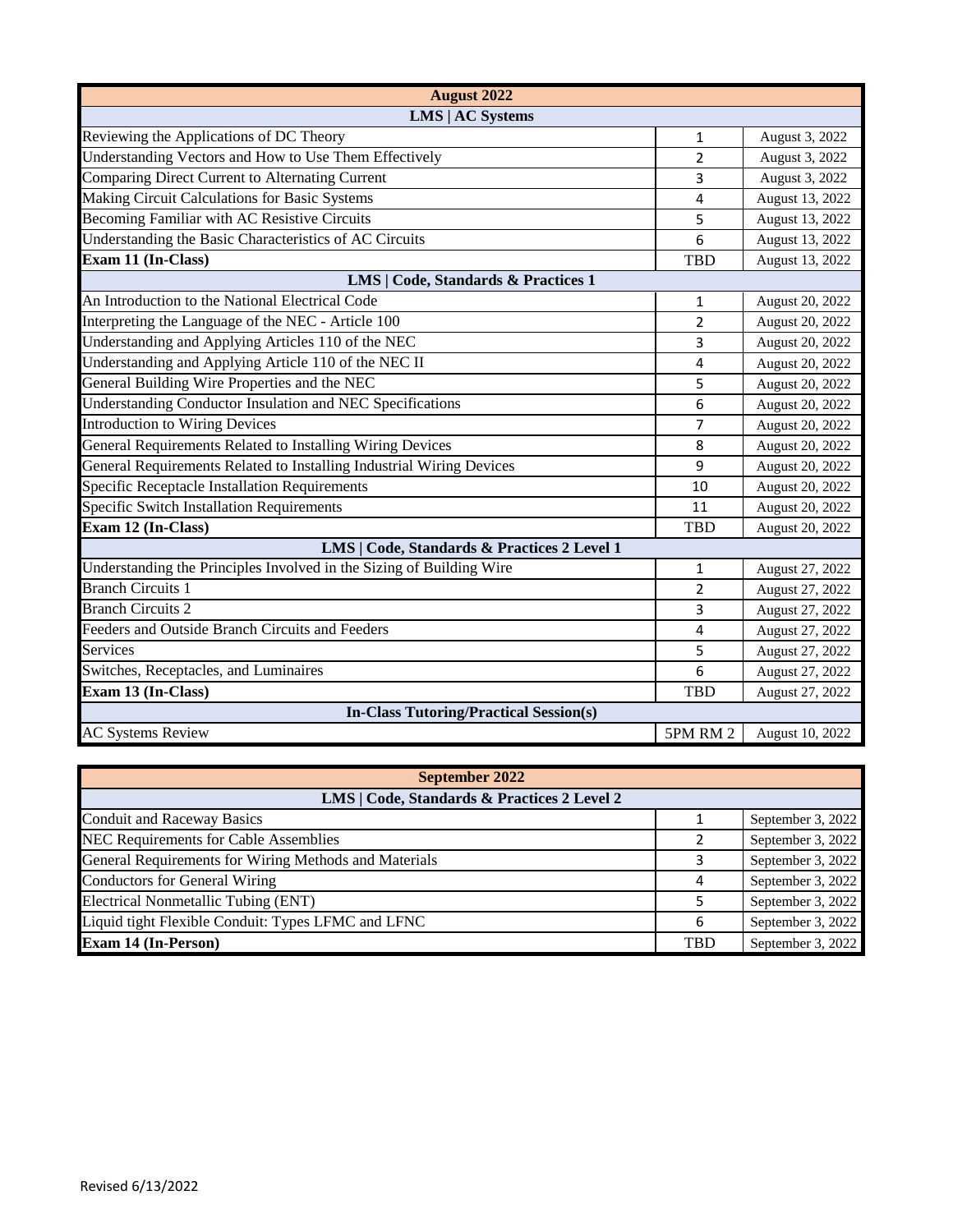| August 2022 | | |
|---|---|---|
| **LMS \| AC Systems** | | |
| Reviewing the Applications of DC Theory | 1 | August 3, 2022 |
| Understanding Vectors and How to Use Them Effectively | 2 | August 3, 2022 |
| Comparing Direct Current to Alternating Current | 3 | August 3, 2022 |
| Making Circuit Calculations for Basic Systems | 4 | August 13, 2022 |
| Becoming Familiar with AC Resistive Circuits | 5 | August 13, 2022 |
| Understanding the Basic Characteristics of AC Circuits | 6 | August 13, 2022 |
| **Exam 11 (In-Class)** | TBD | August 13, 2022 |
| **LMS \| Code, Standards & Practices 1** | | |
| An Introduction to the National Electrical Code | 1 | August 20, 2022 |
| Interpreting the Language of the NEC - Article 100 | 2 | August 20, 2022 |
| Understanding and Applying Articles 110 of the NEC | 3 | August 20, 2022 |
| Understanding and Applying Article 110 of the NEC II | 4 | August 20, 2022 |
| General Building Wire Properties and the NEC | 5 | August 20, 2022 |
| Understanding Conductor Insulation and NEC Specifications | 6 | August 20, 2022 |
| Introduction to Wiring Devices | 7 | August 20, 2022 |
| General Requirements Related to Installing Wiring Devices | 8 | August 20, 2022 |
| General Requirements Related to Installing Industrial Wiring Devices | 9 | August 20, 2022 |
| Specific Receptacle Installation Requirements | 10 | August 20, 2022 |
| Specific Switch Installation Requirements | 11 | August 20, 2022 |
| **Exam 12 (In-Class)** | TBD | August 20, 2022 |
| **LMS \| Code, Standards & Practices 2 Level 1** | | |
| Understanding the Principles Involved in the Sizing of Building Wire | 1 | August 27, 2022 |
| Branch Circuits 1 | 2 | August 27, 2022 |
| Branch Circuits 2 | 3 | August 27, 2022 |
| Feeders and Outside Branch Circuits and Feeders | 4 | August 27, 2022 |
| Services | 5 | August 27, 2022 |
| Switches, Receptacles, and Luminaires | 6 | August 27, 2022 |
| **Exam 13 (In-Class)** | TBD | August 27, 2022 |
| **In-Class Tutoring/Practical Session(s)** | | |
| AC Systems Review | 5PM RM 2 | August 10, 2022 |

| September 2022 | | |
|---|---|---|
| **LMS \| Code, Standards & Practices 2 Level 2** | | |
| Conduit and Raceway Basics | 1 | September 3, 2022 |
| NEC Requirements for Cable Assemblies | 2 | September 3, 2022 |
| General Requirements for Wiring Methods and Materials | 3 | September 3, 2022 |
| Conductors for General Wiring | 4 | September 3, 2022 |
| Electrical Nonmetallic Tubing (ENT) | 5 | September 3, 2022 |
| Liquid tight Flexible Conduit: Types LFMC and LFNC | 6 | September 3, 2022 |
| **Exam 14 (In-Person)** | TBD | September 3, 2022 |

Revised 6/13/2022